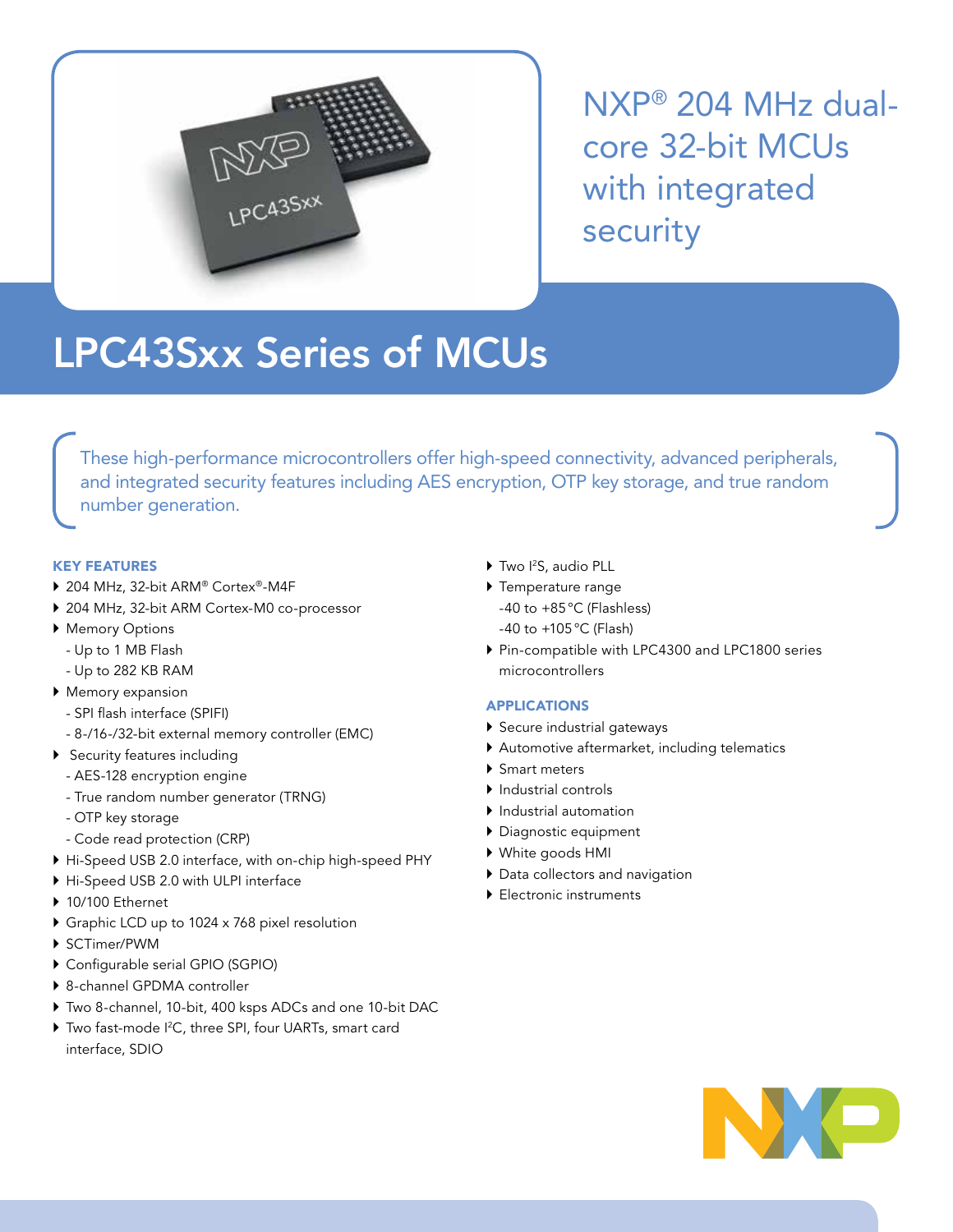NXP® 204 MHz dual-core 32-bit MCUs with integrated security

# LPC43Sxx Series of MCUs

These high-performance microcontrollers offer high-speed connectivity, advanced peripherals, and integrated security features including AES encryption, OTP key storage, and true random number generation.

### KEY FEATURES

- 204 MHz, 32-bit ARM® Cortex®-M4F
- 204 MHz, 32-bit ARM Cortex-M0 co-processor
- Memory Options
  - Up to 1 MB Flash
  - Up to 282 KB RAM
- Memory expansion
  - SPI flash interface (SPIFI)
  - 8-/16-/32-bit external memory controller (EMC)
- Security features including
  - AES-128 encryption engine
  - True random number generator (TRNG)
  - OTP key storage
  - Code read protection (CRP)
- Hi-Speed USB 2.0 interface, with on-chip high-speed PHY
- Hi-Speed USB 2.0 with ULPI interface
- 10/100 Ethernet
- Graphic LCD up to 1024 x 768 pixel resolution
- SCTimer/PWM
- Configurable serial GPIO (SGPIO)
- 8-channel GPDMA controller
- Two 8-channel, 10-bit, 400 ksps ADCs and one 10-bit DAC
- Two fast-mode I²C, three SPI, four UARTs, smart card interface, SDIO
- Two I²S, audio PLL
- Temperature range
  - -40 to +85 °C (Flashless)
  - -40 to +105 °C (Flash)
- Pin-compatible with LPC4300 and LPC1800 series microcontrollers

### APPLICATIONS

- Secure industrial gateways
- Automotive aftermarket, including telematics
- Smart meters
- Industrial controls
- Industrial automation
- Diagnostic equipment
- White goods HMI
- Data collectors and navigation
- Electronic instruments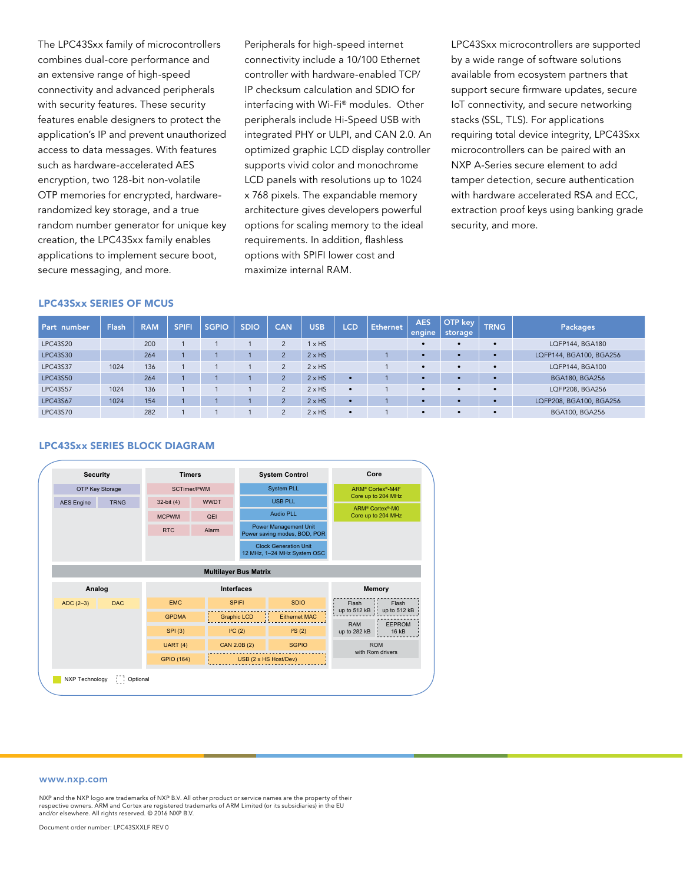The LPC43Sxx family of microcontrollers combines dual-core performance and an extensive range of high-speed connectivity and advanced peripherals with security features. These security features enable designers to protect the application's IP and prevent unauthorized access to data messages. With features such as hardware-accelerated AES encryption, two 128-bit non-volatile OTP memories for encrypted, hardware-randomized key storage, and a true random number generator for unique key creation, the LPC43Sxx family enables applications to implement secure boot, secure messaging, and more.

Peripherals for high-speed internet connectivity include a 10/100 Ethernet controller with hardware-enabled TCP/IP checksum calculation and SDIO for interfacing with Wi-Fi® modules. Other peripherals include Hi-Speed USB with integrated PHY or ULPI, and CAN 2.0. An optimized graphic LCD display controller supports vivid color and monochrome LCD panels with resolutions up to 1024 x 768 pixels. The expandable memory architecture gives developers powerful options for scaling memory to the ideal requirements. In addition, flashless options with SPIFI lower cost and maximize internal RAM.

LPC43Sxx microcontrollers are supported by a wide range of software solutions available from ecosystem partners that support secure firmware updates, secure IoT connectivity, and secure networking stacks (SSL, TLS). For applications requiring total device integrity, LPC43Sxx microcontrollers can be paired with an NXP A-Series secure element to add tamper detection, secure authentication with hardware accelerated RSA and ECC, extraction proof keys using banking grade security, and more.

## LPC43Sxx SERIES OF MCUS

| Part number | Flash | RAM | SPIFI | SGPIO | SDIO | CAN | USB | LCD | Ethernet | AES engine | OTP key storage | TRNG | Packages |
|---|---|---|---|---|---|---|---|---|---|---|---|---|---|
| LPC43S20 | | 200 | 1 | 1 | 1 | 2 | 1 x HS | | | • | • | • | LQFP144, BGA180 |
| LPC43S30 | | 264 | 1 | 1 | 1 | 2 | 2 x HS | | 1 | • | • | • | LQFP144, BGA100, BGA256 |
| LPC43S37 | 1024 | 136 | 1 | 1 | 1 | 2 | 2 x HS | | 1 | • | • | • | LQFP144, BGA100 |
| LPC43S50 | | 264 | 1 | 1 | 1 | 2 | 2 x HS | • | 1 | • | • | • | BGA180, BGA256 |
| LPC43S57 | 1024 | 136 | 1 | 1 | 1 | 2 | 2 x HS | • | 1 | • | • | • | LQFP208, BGA256 |
| LPC43S67 | 1024 | 154 | 1 | 1 | 1 | 2 | 2 x HS | • | 1 | • | • | • | LQFP208, BGA100, BGA256 |
| LPC43S70 | | 282 | 1 | 1 | 1 | 2 | 2 x HS | • | 1 | • | • | • | BGA100, BGA256 |

## LPC43Sxx SERIES BLOCK DIAGRAM

Security
OTP Key Storage
AES Engine
TRNG

Timers
SCTimer/PWM
32-bit (4)
WWDT
MCPWM
QEI
RTC
Alarm

System Control
System PLL
USB PLL
Audio PLL
Power Management Unit
Power saving modes, BOD, POR
Clock Generation Unit
12 MHz, 1–24 MHz System OSC

Core
ARM® Cortex®-M4F
Core up to 204 MHz
ARM® Cortex®-M0
Core up to 204 MHz

Multilayer Bus Matrix

Analog
ADC (2–3)
DAC

Interfaces
EMC
SPIFI
SDIO
GPDMA
Graphic LCD
Ethernet MAC
SPI (3)
I²C (2)
I²S (2)
UART (4)
CAN 2.0B (2)
SGPIO
GPIO (164)
USB (2 x HS Host/Dev)

Memory
Flash
up to 512 kB
Flash
up to 512 kB
RAM
up to 282 kB
EEPROM
16 kB
ROM
with Rom drivers

NXP Technology
Optional

**www.nxp.com**

NXP and the NXP logo are trademarks of NXP B.V. All other product or service names are the property of their respective owners. ARM and Cortex are registered trademarks of ARM Limited (or its subsidiaries) in the EU and/or elsewhere. All rights reserved. © 2016 NXP B.V.

Document order number: LPC43SXXLF REV 0